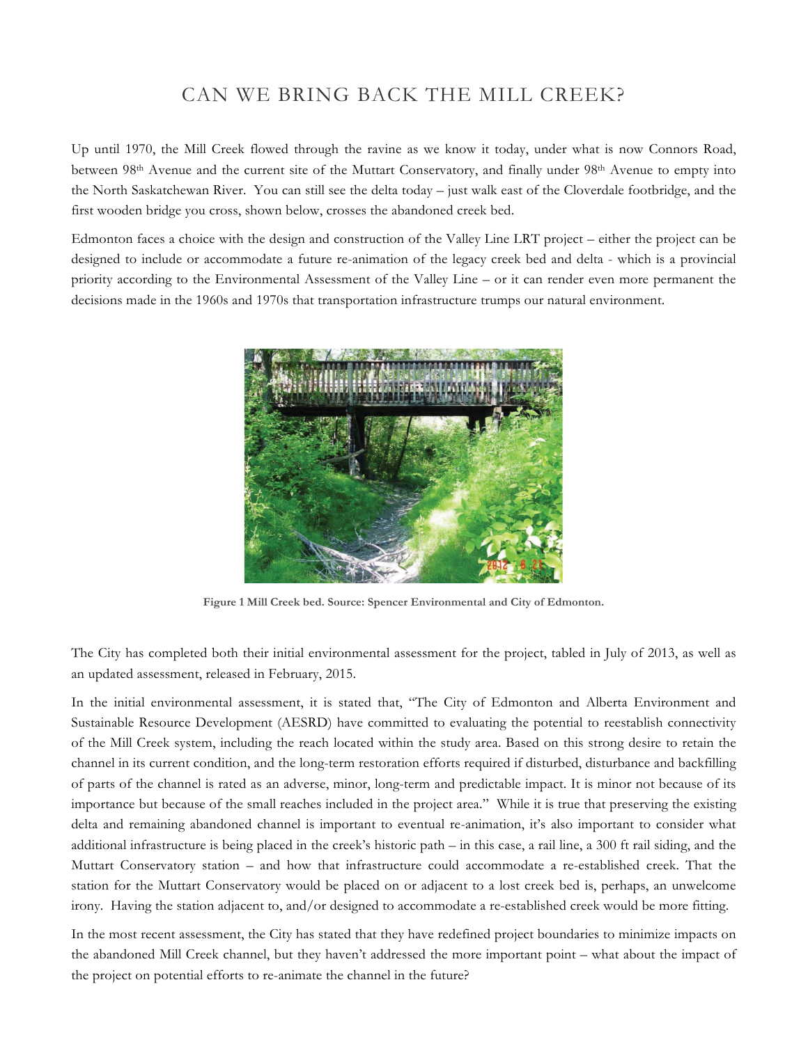# CAN WE BRING BACK THE MILL CREEK?

Up until 1970, the Mill Creek flowed through the ravine as we know it today, under what is now Connors Road, between 98th Avenue and the current site of the Muttart Conservatory, and finally under 98th Avenue to empty into the North Saskatchewan River. You can still see the delta today – just walk east of the Cloverdale footbridge, and the first wooden bridge you cross, shown below, crosses the abandoned creek bed.

Edmonton faces a choice with the design and construction of the Valley Line LRT project – either the project can be designed to include or accommodate a future re-animation of the legacy creek bed and delta - which is a provincial priority according to the Environmental Assessment of the Valley Line – or it can render even more permanent the decisions made in the 1960s and 1970s that transportation infrastructure trumps our natural environment.

**Figure 1 Mill Creek bed. Source: Spencer Environmental and City of Edmonton.**

The City has completed both their initial environmental assessment for the project, tabled in July of 2013, as well as an updated assessment, released in February, 2015.

In the initial environmental assessment, it is stated that, "The City of Edmonton and Alberta Environment and Sustainable Resource Development (AESRD) have committed to evaluating the potential to reestablish connectivity of the Mill Creek system, including the reach located within the study area. Based on this strong desire to retain the channel in its current condition, and the long-term restoration efforts required if disturbed, disturbance and backfilling of parts of the channel is rated as an adverse, minor, long-term and predictable impact. It is minor not because of its importance but because of the small reaches included in the project area." While it is true that preserving the existing delta and remaining abandoned channel is important to eventual re-animation, it's also important to consider what additional infrastructure is being placed in the creek's historic path – in this case, a rail line, a 300 ft rail siding, and the Muttart Conservatory station – and how that infrastructure could accommodate a re-established creek. That the station for the Muttart Conservatory would be placed on or adjacent to a lost creek bed is, perhaps, an unwelcome irony. Having the station adjacent to, and/or designed to accommodate a re-established creek would be more fitting.

In the most recent assessment, the City has stated that they have redefined project boundaries to minimize impacts on the abandoned Mill Creek channel, but they haven't addressed the more important point – what about the impact of the project on potential efforts to re-animate the channel in the future?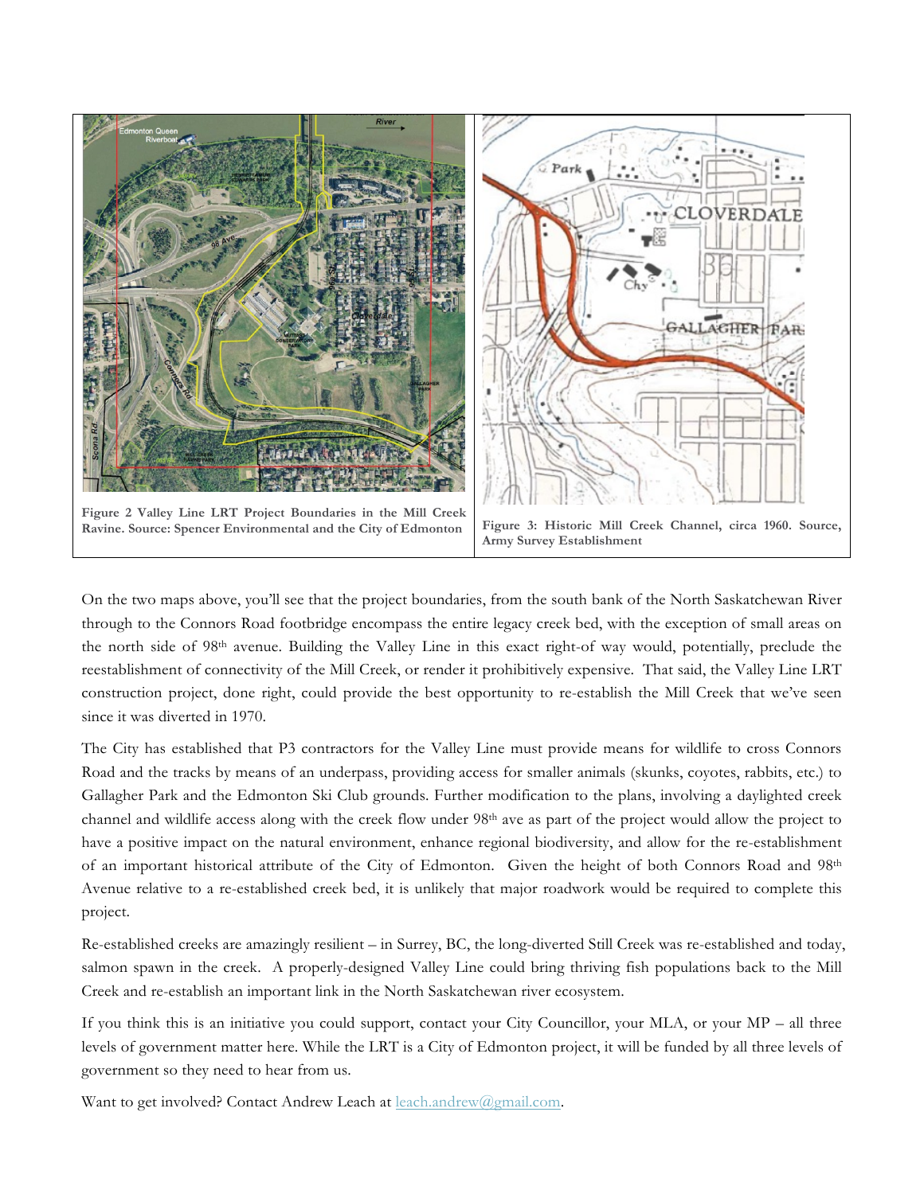Figure 2 Valley Line LRT Project Boundaries in the Mill Creek Ravine. Source: Spencer Environmental and the City of Edmonton

Figure 3: Historic Mill Creek Channel, circa 1960. Source, Army Survey Establishment

On the two maps above, you'll see that the project boundaries, from the south bank of the North Saskatchewan River through to the Connors Road footbridge encompass the entire legacy creek bed, with the exception of small areas on the north side of 98th avenue. Building the Valley Line in this exact right-of way would, potentially, preclude the reestablishment of connectivity of the Mill Creek, or render it prohibitively expensive. That said, the Valley Line LRT construction project, done right, could provide the best opportunity to re-establish the Mill Creek that we've seen since it was diverted in 1970.

The City has established that P3 contractors for the Valley Line must provide means for wildlife to cross Connors Road and the tracks by means of an underpass, providing access for smaller animals (skunks, coyotes, rabbits, etc.) to Gallagher Park and the Edmonton Ski Club grounds. Further modification to the plans, involving a daylighted creek channel and wildlife access along with the creek flow under 98th ave as part of the project would allow the project to have a positive impact on the natural environment, enhance regional biodiversity, and allow for the re-establishment of an important historical attribute of the City of Edmonton. Given the height of both Connors Road and 98th Avenue relative to a re-established creek bed, it is unlikely that major roadwork would be required to complete this project.

Re-established creeks are amazingly resilient – in Surrey, BC, the long-diverted Still Creek was re-established and today, salmon spawn in the creek. A properly-designed Valley Line could bring thriving fish populations back to the Mill Creek and re-establish an important link in the North Saskatchewan river ecosystem.

If you think this is an initiative you could support, contact your City Councillor, your MLA, or your MP – all three levels of government matter here. While the LRT is a City of Edmonton project, it will be funded by all three levels of government so they need to hear from us.

Want to get involved? Contact Andrew Leach at leach.andrew@gmail.com.